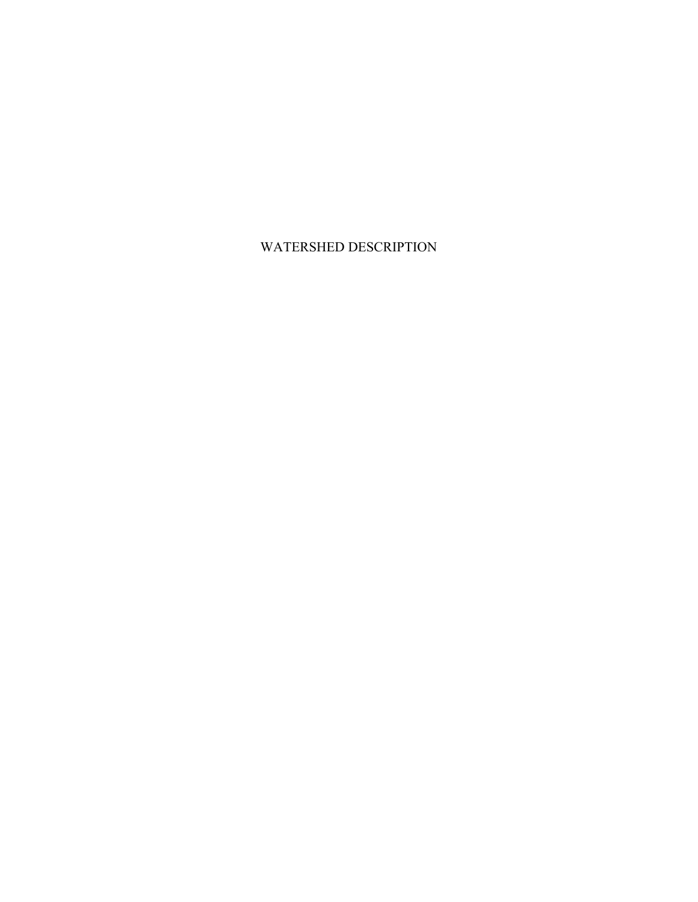# WATERSHED DESCRIPTION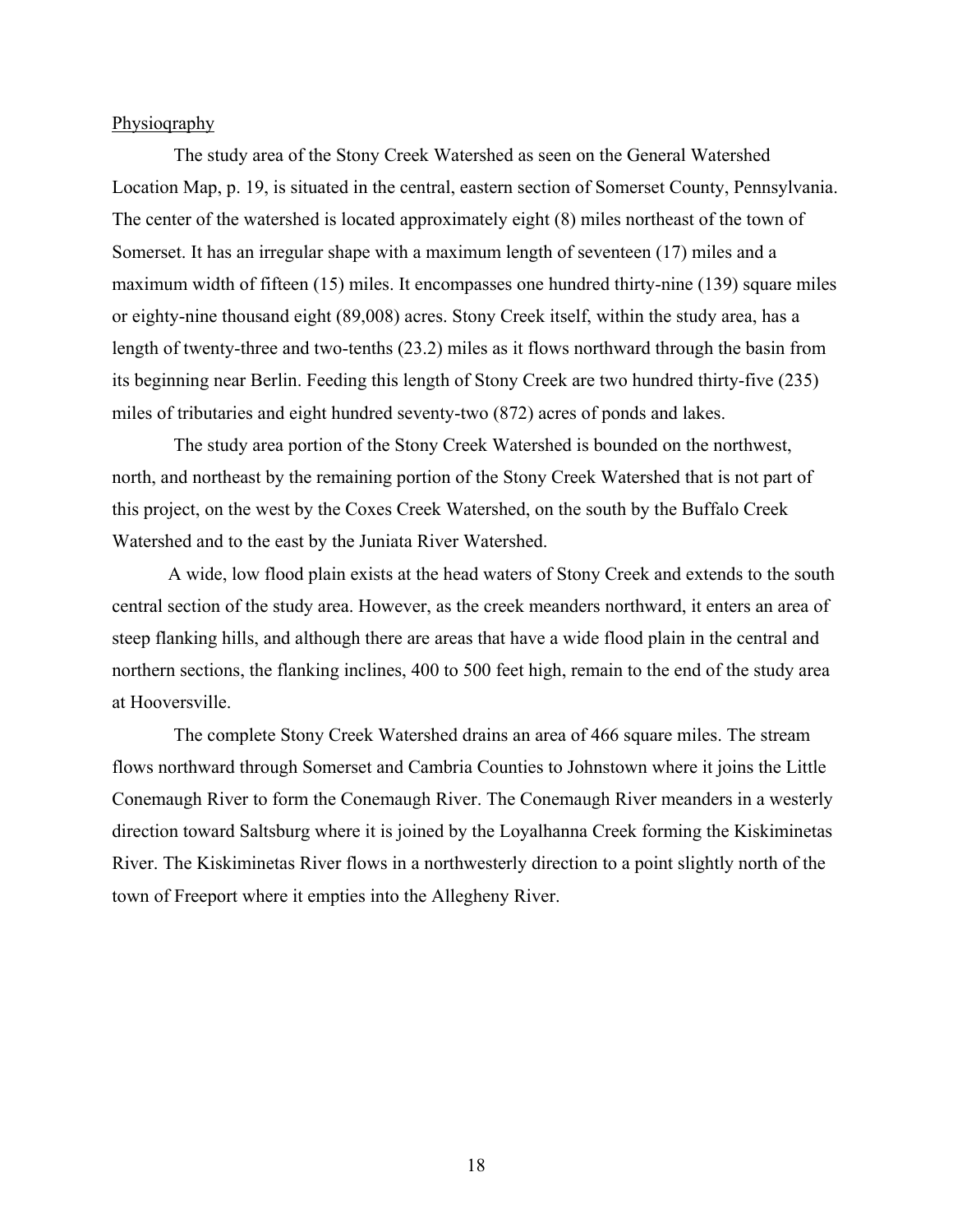Physioqraphy

The study area of the Stony Creek Watershed as seen on the General Watershed Location Map, p. 19, is situated in the central, eastern section of Somerset County, Pennsylvania. The center of the watershed is located approximately eight (8) miles northeast of the town of Somerset. It has an irregular shape with a maximum length of seventeen (17) miles and a maximum width of fifteen (15) miles. It encompasses one hundred thirty-nine (139) square miles or eighty-nine thousand eight (89,008) acres. Stony Creek itself, within the study area, has a length of twenty-three and two-tenths (23.2) miles as it flows northward through the basin from its beginning near Berlin. Feeding this length of Stony Creek are two hundred thirty-five (235) miles of tributaries and eight hundred seventy-two (872) acres of ponds and lakes.

The study area portion of the Stony Creek Watershed is bounded on the northwest, north, and northeast by the remaining portion of the Stony Creek Watershed that is not part of this project, on the west by the Coxes Creek Watershed, on the south by the Buffalo Creek Watershed and to the east by the Juniata River Watershed.

A wide, low flood plain exists at the head waters of Stony Creek and extends to the south central section of the study area. However, as the creek meanders northward, it enters an area of steep flanking hills, and although there are areas that have a wide flood plain in the central and northern sections, the flanking inclines, 400 to 500 feet high, remain to the end of the study area at Hooversville.

The complete Stony Creek Watershed drains an area of 466 square miles. The stream flows northward through Somerset and Cambria Counties to Johnstown where it joins the Little Conemaugh River to form the Conemaugh River. The Conemaugh River meanders in a westerly direction toward Saltsburg where it is joined by the Loyalhanna Creek forming the Kiskiminetas River. The Kiskiminetas River flows in a northwesterly direction to a point slightly north of the town of Freeport where it empties into the Allegheny River.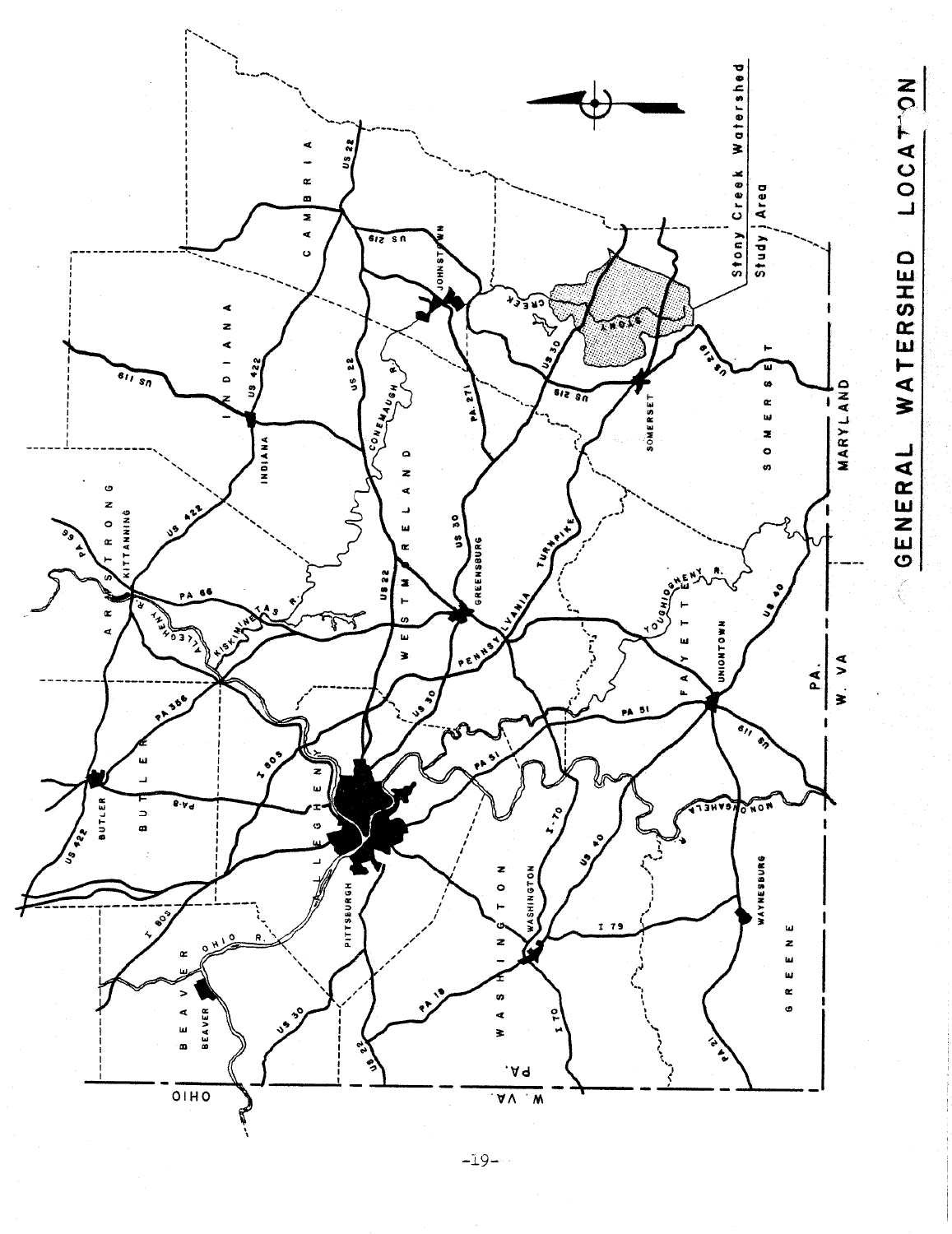# GENERAL WATERSHED LOCATION

Stony Creek Watershed Study Area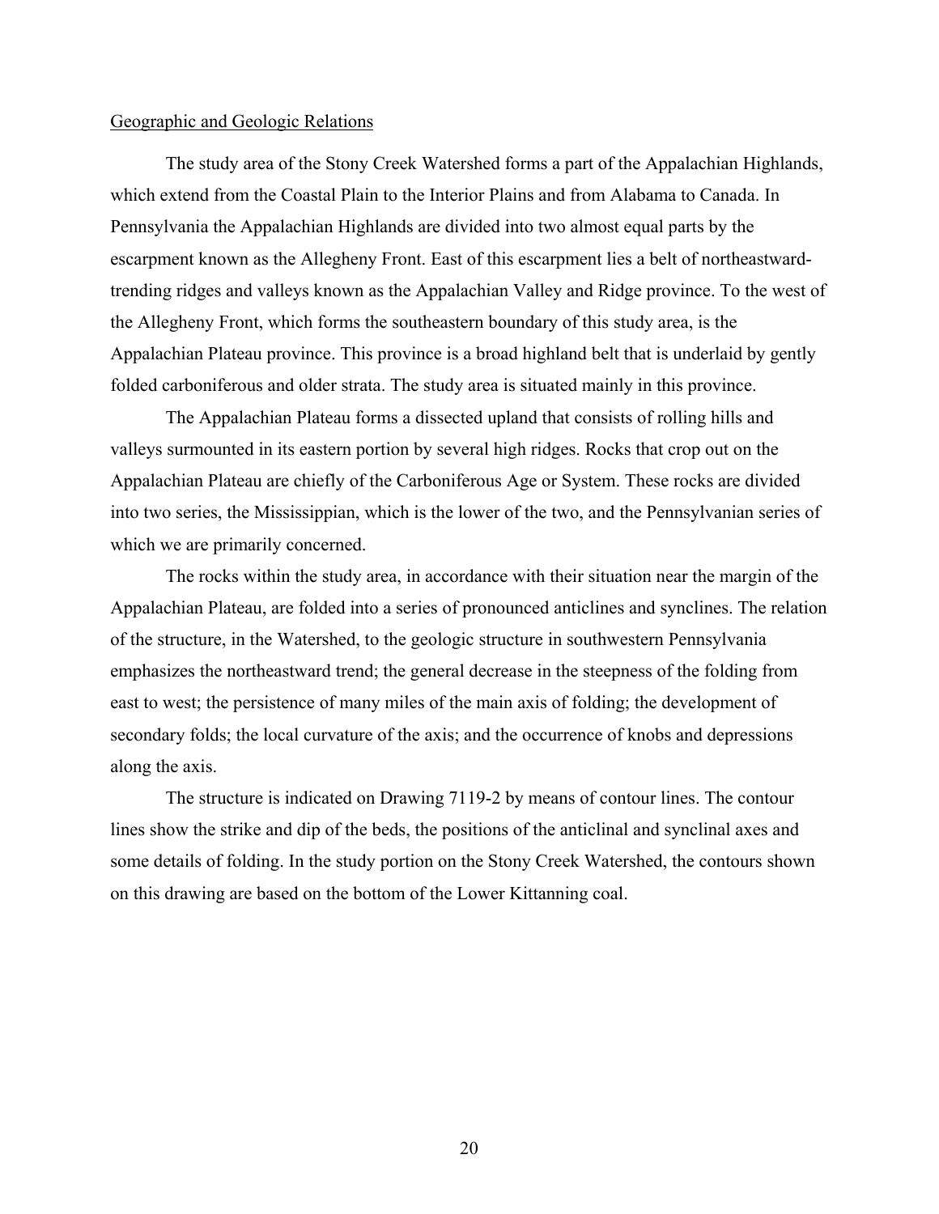## Geographic and Geologic Relations

The study area of the Stony Creek Watershed forms a part of the Appalachian Highlands, which extend from the Coastal Plain to the Interior Plains and from Alabama to Canada. In Pennsylvania the Appalachian Highlands are divided into two almost equal parts by the escarpment known as the Allegheny Front. East of this escarpment lies a belt of northeastward-trending ridges and valleys known as the Appalachian Valley and Ridge province. To the west of the Allegheny Front, which forms the southeastern boundary of this study area, is the Appalachian Plateau province. This province is a broad highland belt that is underlaid by gently folded carboniferous and older strata. The study area is situated mainly in this province.

The Appalachian Plateau forms a dissected upland that consists of rolling hills and valleys surmounted in its eastern portion by several high ridges. Rocks that crop out on the Appalachian Plateau are chiefly of the Carboniferous Age or System. These rocks are divided into two series, the Mississippian, which is the lower of the two, and the Pennsylvanian series of which we are primarily concerned.

The rocks within the study area, in accordance with their situation near the margin of the Appalachian Plateau, are folded into a series of pronounced anticlines and synclines. The relation of the structure, in the Watershed, to the geologic structure in southwestern Pennsylvania emphasizes the northeastward trend; the general decrease in the steepness of the folding from east to west; the persistence of many miles of the main axis of folding; the development of secondary folds; the local curvature of the axis; and the occurrence of knobs and depressions along the axis.

The structure is indicated on Drawing 7119-2 by means of contour lines. The contour lines show the strike and dip of the beds, the positions of the anticlinal and synclinal axes and some details of folding. In the study portion on the Stony Creek Watershed, the contours shown on this drawing are based on the bottom of the Lower Kittanning coal.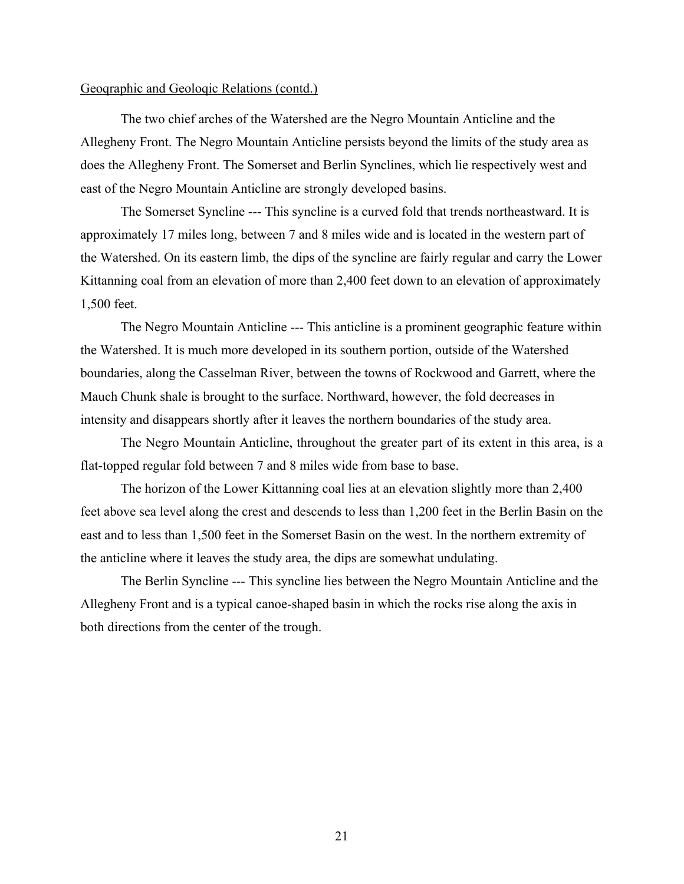Geoqraphic and Geoloqic Relations (contd.)

The two chief arches of the Watershed are the Negro Mountain Anticline and the Allegheny Front. The Negro Mountain Anticline persists beyond the limits of the study area as does the Allegheny Front. The Somerset and Berlin Synclines, which lie respectively west and east of the Negro Mountain Anticline are strongly developed basins.

The Somerset Syncline --- This syncline is a curved fold that trends northeastward. It is approximately 17 miles long, between 7 and 8 miles wide and is located in the western part of the Watershed. On its eastern limb, the dips of the syncline are fairly regular and carry the Lower Kittanning coal from an elevation of more than 2,400 feet down to an elevation of approximately 1,500 feet.

The Negro Mountain Anticline --- This anticline is a prominent geographic feature within the Watershed. It is much more developed in its southern portion, outside of the Watershed boundaries, along the Casselman River, between the towns of Rockwood and Garrett, where the Mauch Chunk shale is brought to the surface. Northward, however, the fold decreases in intensity and disappears shortly after it leaves the northern boundaries of the study area.

The Negro Mountain Anticline, throughout the greater part of its extent in this area, is a flat-topped regular fold between 7 and 8 miles wide from base to base.

The horizon of the Lower Kittanning coal lies at an elevation slightly more than 2,400 feet above sea level along the crest and descends to less than 1,200 feet in the Berlin Basin on the east and to less than 1,500 feet in the Somerset Basin on the west. In the northern extremity of the anticline where it leaves the study area, the dips are somewhat undulating.

The Berlin Syncline --- This syncline lies between the Negro Mountain Anticline and the Allegheny Front and is a typical canoe-shaped basin in which the rocks rise along the axis in both directions from the center of the trough.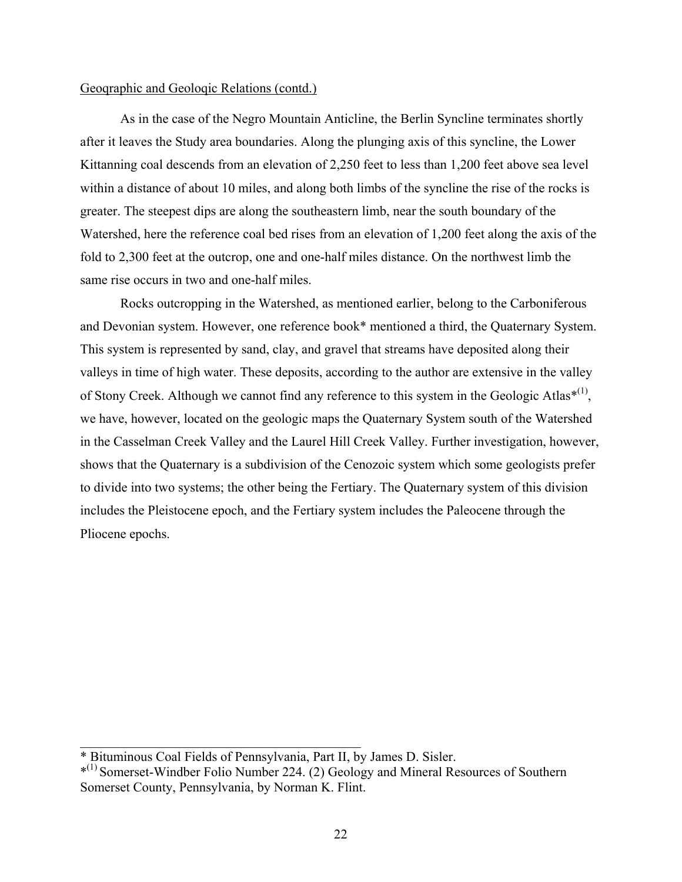Geoqraphic and Geoloqic Relations (contd.)

As in the case of the Negro Mountain Anticline, the Berlin Syncline terminates shortly after it leaves the Study area boundaries. Along the plunging axis of this syncline, the Lower Kittanning coal descends from an elevation of 2,250 feet to less than 1,200 feet above sea level within a distance of about 10 miles, and along both limbs of the syncline the rise of the rocks is greater. The steepest dips are along the southeastern limb, near the south boundary of the Watershed, here the reference coal bed rises from an elevation of 1,200 feet along the axis of the fold to 2,300 feet at the outcrop, one and one-half miles distance. On the northwest limb the same rise occurs in two and one-half miles.

Rocks outcropping in the Watershed, as mentioned earlier, belong to the Carboniferous and Devonian system. However, one reference book* mentioned a third, the Quaternary System. This system is represented by sand, clay, and gravel that streams have deposited along their valleys in time of high water. These deposits, according to the author are extensive in the valley of Stony Creek. Although we cannot find any reference to this system in the Geologic Atlas*(1), we have, however, located on the geologic maps the Quaternary System south of the Watershed in the Casselman Creek Valley and the Laurel Hill Creek Valley. Further investigation, however, shows that the Quaternary is a subdivision of the Cenozoic system which some geologists prefer to divide into two systems; the other being the Fertiary. The Quaternary system of this division includes the Pleistocene epoch, and the Fertiary system includes the Paleocene through the Pliocene epochs.

---

* Bituminous Coal Fields of Pennsylvania, Part II, by James D. Sisler.

*(1) Somerset-Windber Folio Number 224. (2) Geology and Mineral Resources of Southern Somerset County, Pennsylvania, by Norman K. Flint.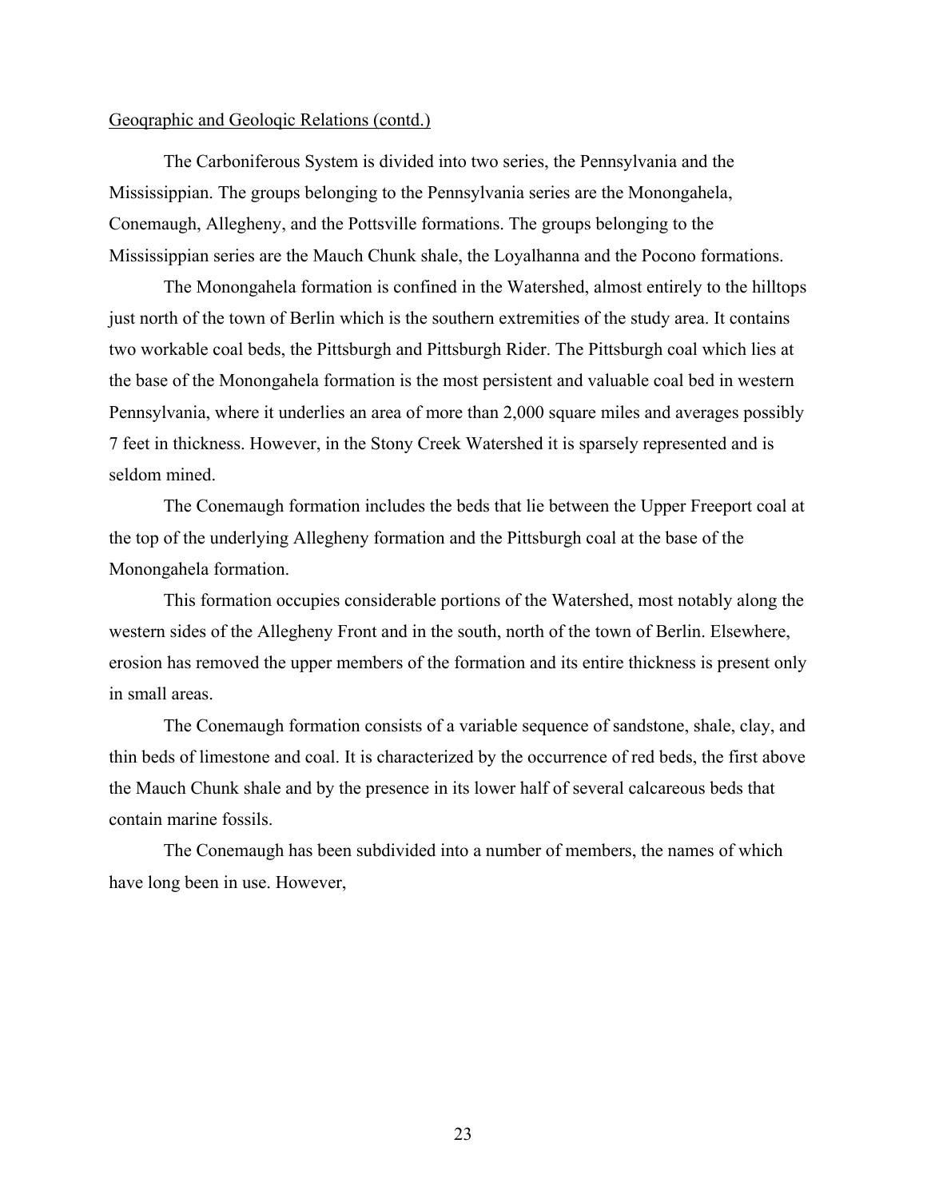Geoqraphic and Geoloqic Relations (contd.)

The Carboniferous System is divided into two series, the Pennsylvania and the Mississippian. The groups belonging to the Pennsylvania series are the Monongahela, Conemaugh, Allegheny, and the Pottsville formations. The groups belonging to the Mississippian series are the Mauch Chunk shale, the Loyalhanna and the Pocono formations.

The Monongahela formation is confined in the Watershed, almost entirely to the hilltops just north of the town of Berlin which is the southern extremities of the study area. It contains two workable coal beds, the Pittsburgh and Pittsburgh Rider. The Pittsburgh coal which lies at the base of the Monongahela formation is the most persistent and valuable coal bed in western Pennsylvania, where it underlies an area of more than 2,000 square miles and averages possibly 7 feet in thickness. However, in the Stony Creek Watershed it is sparsely represented and is seldom mined.

The Conemaugh formation includes the beds that lie between the Upper Freeport coal at the top of the underlying Allegheny formation and the Pittsburgh coal at the base of the Monongahela formation.

This formation occupies considerable portions of the Watershed, most notably along the western sides of the Allegheny Front and in the south, north of the town of Berlin. Elsewhere, erosion has removed the upper members of the formation and its entire thickness is present only in small areas.

The Conemaugh formation consists of a variable sequence of sandstone, shale, clay, and thin beds of limestone and coal. It is characterized by the occurrence of red beds, the first above the Mauch Chunk shale and by the presence in its lower half of several calcareous beds that contain marine fossils.

The Conemaugh has been subdivided into a number of members, the names of which have long been in use. However,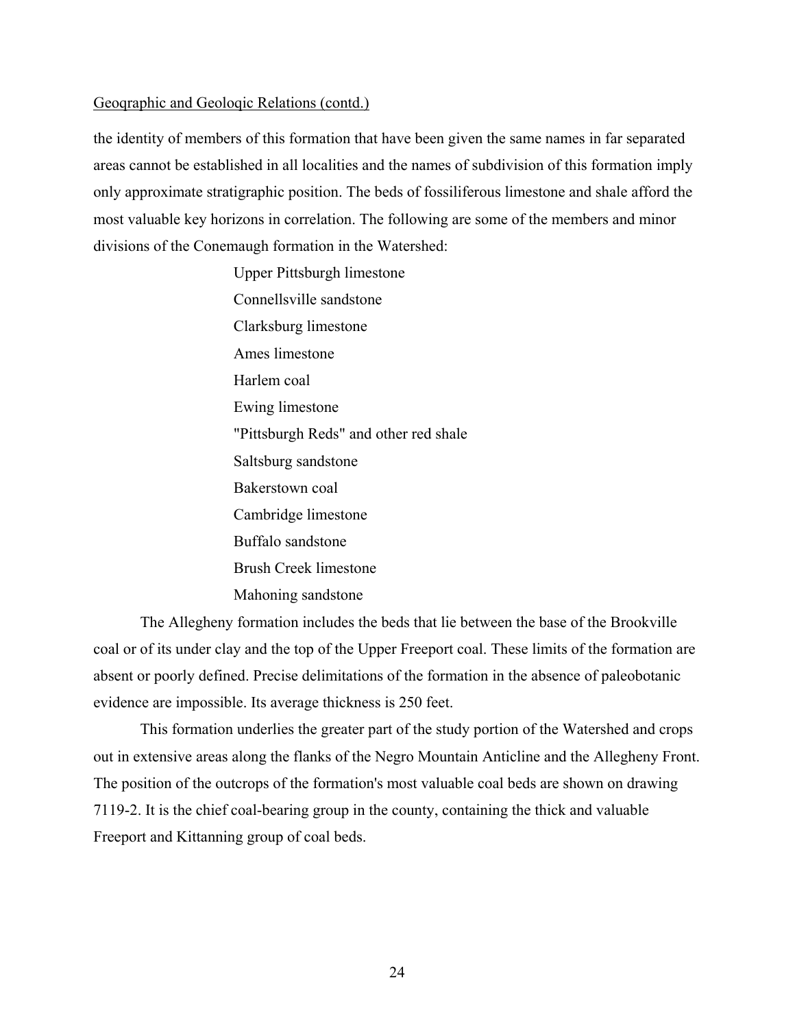Geoqraphic and Geoloqic Relations (contd.)

the identity of members of this formation that have been given the same names in far separated areas cannot be established in all localities and the names of subdivision of this formation imply only approximate stratigraphic position. The beds of fossiliferous limestone and shale afford the most valuable key horizons in correlation. The following are some of the members and minor divisions of the Conemaugh formation in the Watershed:

- Upper Pittsburgh limestone
- Connellsville sandstone
- Clarksburg limestone
- Ames limestone
- Harlem coal
- Ewing limestone
- "Pittsburgh Reds" and other red shale
- Saltsburg sandstone
- Bakerstown coal
- Cambridge limestone
- Buffalo sandstone
- Brush Creek limestone
- Mahoning sandstone

The Allegheny formation includes the beds that lie between the base of the Brookville coal or of its under clay and the top of the Upper Freeport coal. These limits of the formation are absent or poorly defined. Precise delimitations of the formation in the absence of paleobotanic evidence are impossible. Its average thickness is 250 feet.

This formation underlies the greater part of the study portion of the Watershed and crops out in extensive areas along the flanks of the Negro Mountain Anticline and the Allegheny Front. The position of the outcrops of the formation's most valuable coal beds are shown on drawing 7119-2. It is the chief coal-bearing group in the county, containing the thick and valuable Freeport and Kittanning group of coal beds.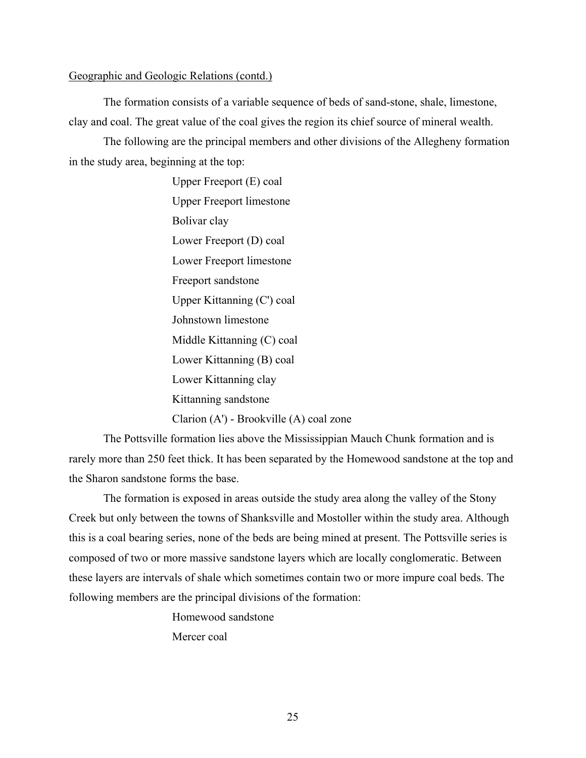Geographic and Geologic Relations (contd.)

The formation consists of a variable sequence of beds of sand-stone, shale, limestone, clay and coal. The great value of the coal gives the region its chief source of mineral wealth.

The following are the principal members and other divisions of the Allegheny formation in the study area, beginning at the top:

Upper Freeport (E) coal
Upper Freeport limestone
Bolivar clay
Lower Freeport (D) coal
Lower Freeport limestone
Freeport sandstone
Upper Kittanning (C') coal
Johnstown limestone
Middle Kittanning (C) coal
Lower Kittanning (B) coal
Lower Kittanning clay
Kittanning sandstone
Clarion (A') - Brookville (A) coal zone

The Pottsville formation lies above the Mississippian Mauch Chunk formation and is rarely more than 250 feet thick. It has been separated by the Homewood sandstone at the top and the Sharon sandstone forms the base.

The formation is exposed in areas outside the study area along the valley of the Stony Creek but only between the towns of Shanksville and Mostoller within the study area. Although this is a coal bearing series, none of the beds are being mined at present. The Pottsville series is composed of two or more massive sandstone layers which are locally conglomeratic. Between these layers are intervals of shale which sometimes contain two or more impure coal beds. The following members are the principal divisions of the formation:

Homewood sandstone
Mercer coal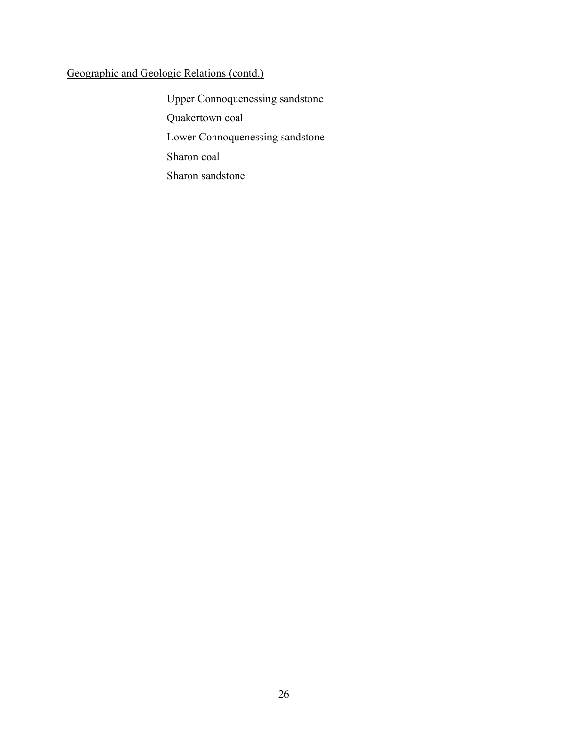Geographic and Geologic Relations (contd.)

Upper Connoquenessing sandstone

Quakertown coal

Lower Connoquenessing sandstone

Sharon coal

Sharon sandstone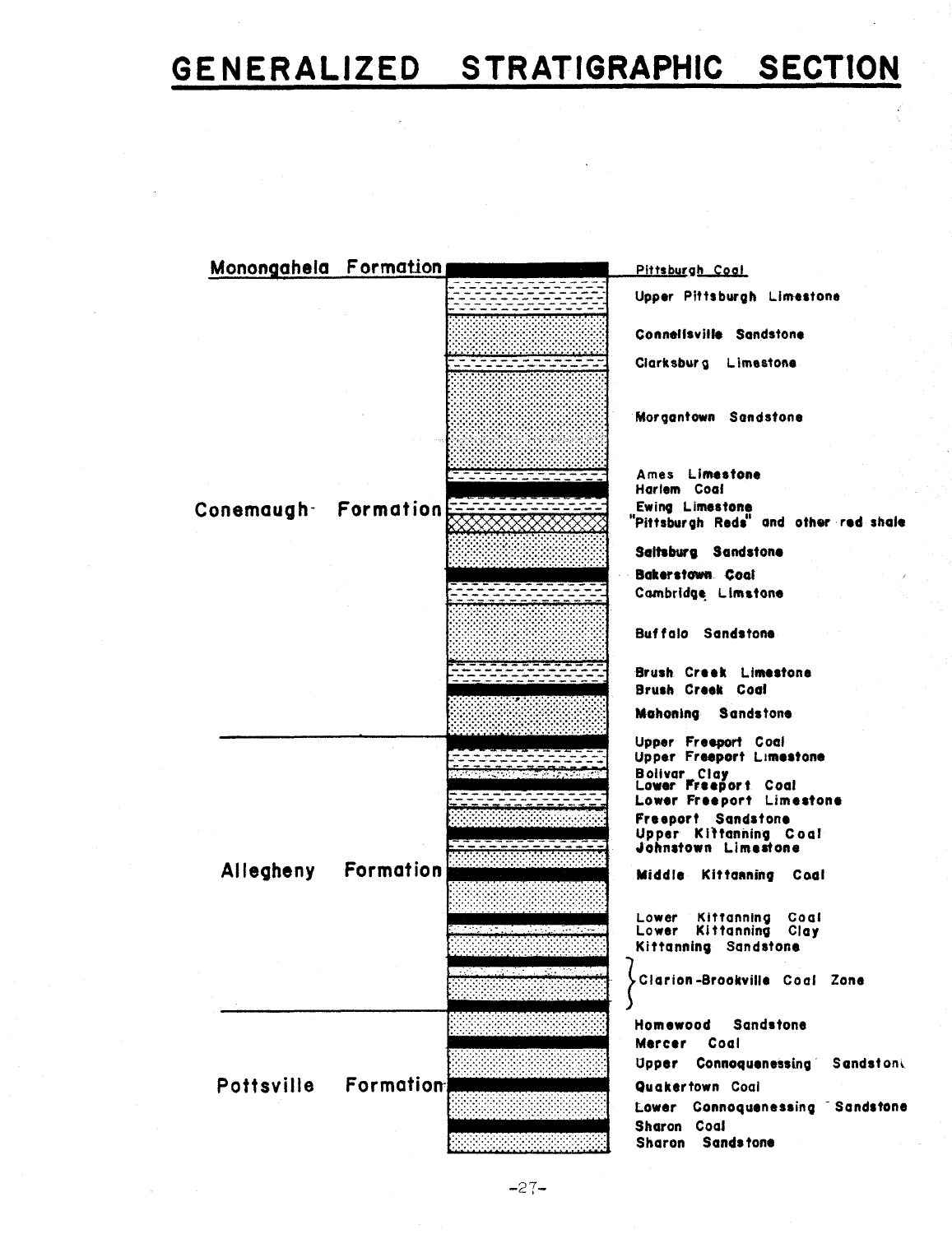# GENERALIZED STRATIGRAPHIC SECTION

**Monongahela Formation**

- Pittsburgh Coal

**Conemaugh Formation**

- Upper Pittsburgh Limestone
- Connellsville Sandstone
- Clarksburg Limestone
- Morgantown Sandstone
- Ames Limestone
- Harlem Coal
- Ewing Limestone
- "Pittsburgh Reds" and other red shale
- Saltsburg Sandstone
- Bakerstown Coal
- Cambridge Limstone
- Buffalo Sandstone
- Brush Creek Limestone
- Brush Creek Coal
- Mahoning Sandstone

**Allegheny Formation**

- Upper Freeport Coal
- Upper Freeport Limestone
- Bolivar Clay
- Lower Freeport Coal
- Lower Freeport Limestone
- Freeport Sandstone
- Upper Kittanning Coal
- Johnstown Limestone
- Middle Kittanning Coal
- Lower Kittanning Coal
- Lower Kittanning Clay
- Kittanning Sandstone
- Clarion-Brookville Coal Zone

**Pottsville Formation**

- Homewood Sandstone
- Mercer Coal
- Upper Connoquenessing Sandstone
- Quakertown Coal
- Lower Connoquenessing Sandstone
- Sharon Coal
- Sharon Sandstone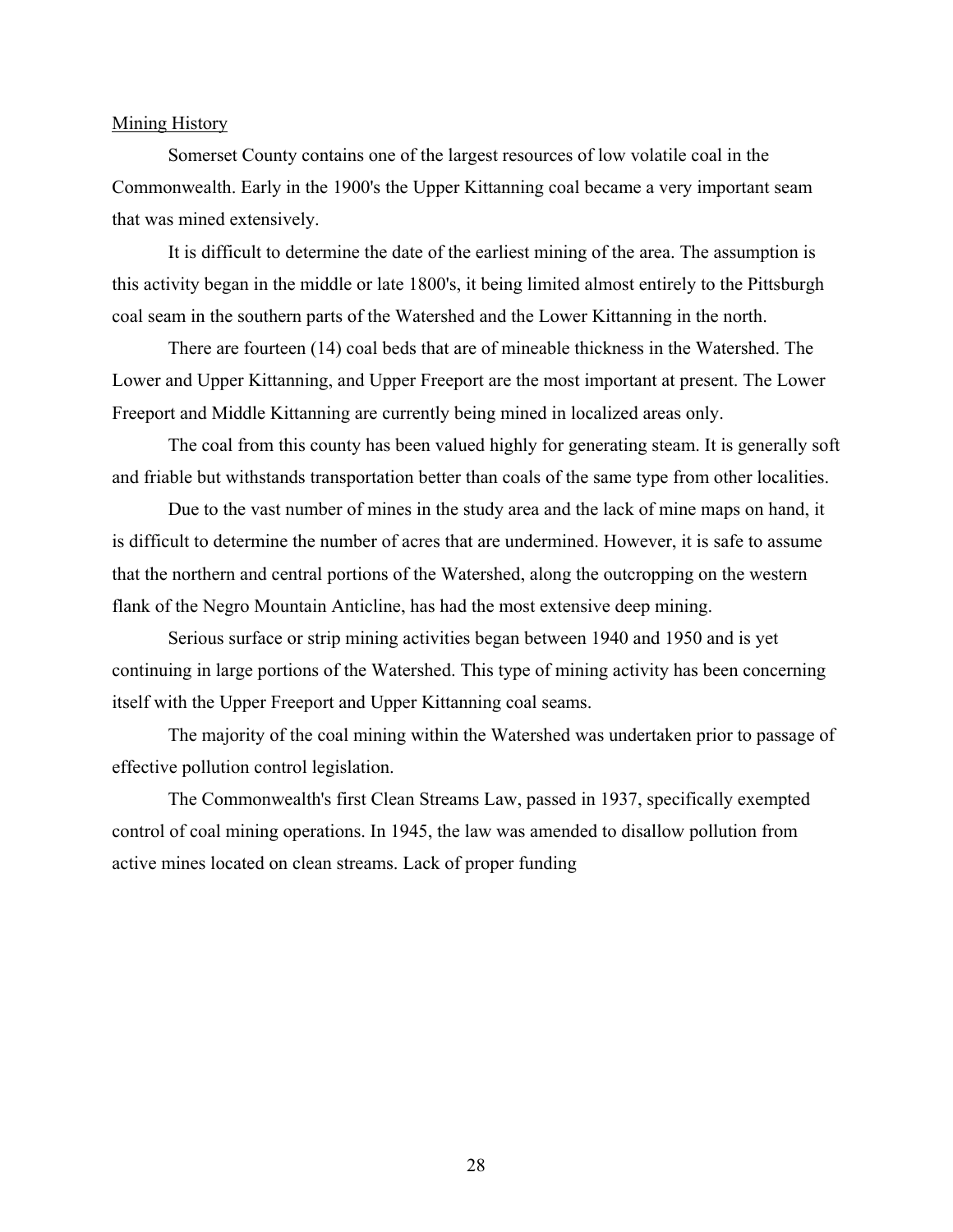Mining History

Somerset County contains one of the largest resources of low volatile coal in the Commonwealth. Early in the 1900's the Upper Kittanning coal became a very important seam that was mined extensively.

It is difficult to determine the date of the earliest mining of the area. The assumption is this activity began in the middle or late 1800's, it being limited almost entirely to the Pittsburgh coal seam in the southern parts of the Watershed and the Lower Kittanning in the north.

There are fourteen (14) coal beds that are of mineable thickness in the Watershed. The Lower and Upper Kittanning, and Upper Freeport are the most important at present. The Lower Freeport and Middle Kittanning are currently being mined in localized areas only.

The coal from this county has been valued highly for generating steam. It is generally soft and friable but withstands transportation better than coals of the same type from other localities.

Due to the vast number of mines in the study area and the lack of mine maps on hand, it is difficult to determine the number of acres that are undermined. However, it is safe to assume that the northern and central portions of the Watershed, along the outcropping on the western flank of the Negro Mountain Anticline, has had the most extensive deep mining.

Serious surface or strip mining activities began between 1940 and 1950 and is yet continuing in large portions of the Watershed. This type of mining activity has been concerning itself with the Upper Freeport and Upper Kittanning coal seams.

The majority of the coal mining within the Watershed was undertaken prior to passage of effective pollution control legislation.

The Commonwealth's first Clean Streams Law, passed in 1937, specifically exempted control of coal mining operations. In 1945, the law was amended to disallow pollution from active mines located on clean streams. Lack of proper funding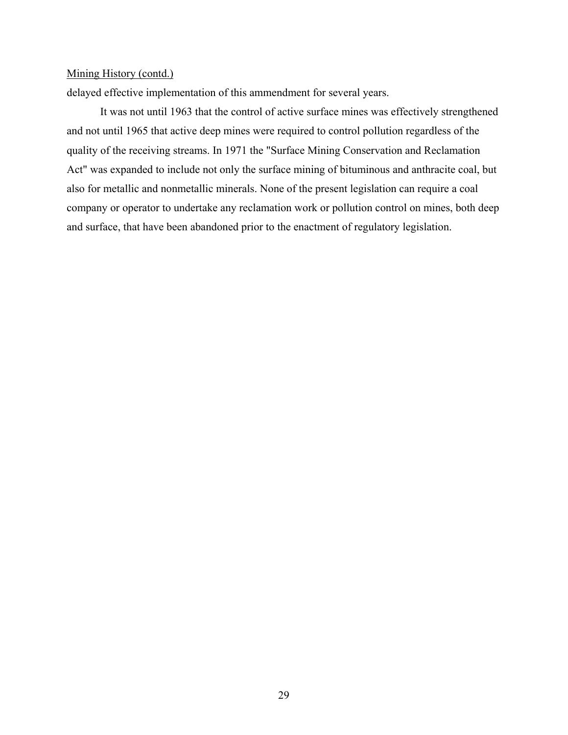Mining History (contd.)

delayed effective implementation of this ammendment for several years.

It was not until 1963 that the control of active surface mines was effectively strengthened and not until 1965 that active deep mines were required to control pollution regardless of the quality of the receiving streams. In 1971 the "Surface Mining Conservation and Reclamation Act" was expanded to include not only the surface mining of bituminous and anthracite coal, but also for metallic and nonmetallic minerals. None of the present legislation can require a coal company or operator to undertake any reclamation work or pollution control on mines, both deep and surface, that have been abandoned prior to the enactment of regulatory legislation.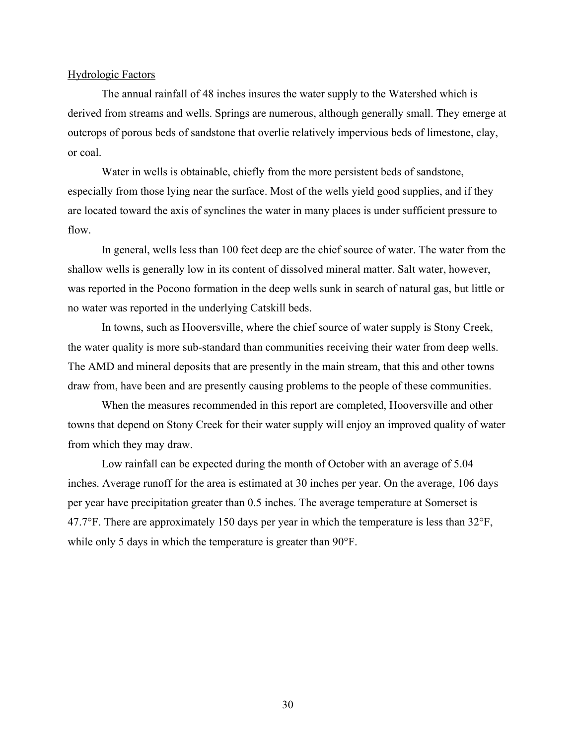## Hydrologic Factors

The annual rainfall of 48 inches insures the water supply to the Watershed which is derived from streams and wells. Springs are numerous, although generally small. They emerge at outcrops of porous beds of sandstone that overlie relatively impervious beds of limestone, clay, or coal.

Water in wells is obtainable, chiefly from the more persistent beds of sandstone, especially from those lying near the surface. Most of the wells yield good supplies, and if they are located toward the axis of synclines the water in many places is under sufficient pressure to flow.

In general, wells less than 100 feet deep are the chief source of water. The water from the shallow wells is generally low in its content of dissolved mineral matter. Salt water, however, was reported in the Pocono formation in the deep wells sunk in search of natural gas, but little or no water was reported in the underlying Catskill beds.

In towns, such as Hooversville, where the chief source of water supply is Stony Creek, the water quality is more sub-standard than communities receiving their water from deep wells. The AMD and mineral deposits that are presently in the main stream, that this and other towns draw from, have been and are presently causing problems to the people of these communities.

When the measures recommended in this report are completed, Hooversville and other towns that depend on Stony Creek for their water supply will enjoy an improved quality of water from which they may draw.

Low rainfall can be expected during the month of October with an average of 5.04 inches. Average runoff for the area is estimated at 30 inches per year. On the average, 106 days per year have precipitation greater than 0.5 inches. The average temperature at Somerset is 47.7°F. There are approximately 150 days per year in which the temperature is less than 32°F, while only 5 days in which the temperature is greater than 90°F.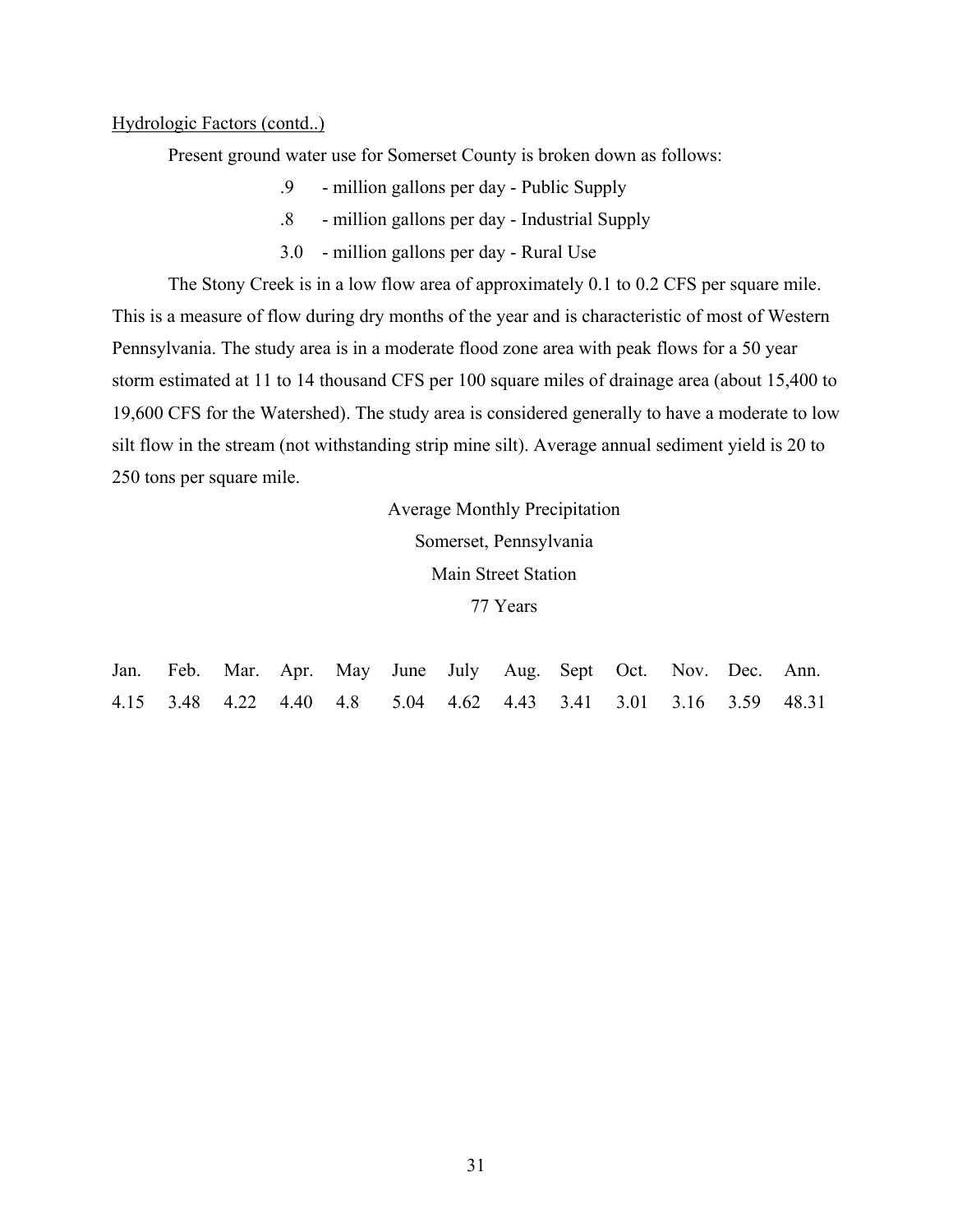Hydrologic Factors (contd..)

Present ground water use for Somerset County is broken down as follows:

- .9 - million gallons per day - Public Supply
- .8 - million gallons per day - Industrial Supply
- 3.0 - million gallons per day - Rural Use

The Stony Creek is in a low flow area of approximately 0.1 to 0.2 CFS per square mile. This is a measure of flow during dry months of the year and is characteristic of most of Western Pennsylvania. The study area is in a moderate flood zone area with peak flows for a 50 year storm estimated at 11 to 14 thousand CFS per 100 square miles of drainage area (about 15,400 to 19,600 CFS for the Watershed). The study area is considered generally to have a moderate to low silt flow in the stream (not withstanding strip mine silt). Average annual sediment yield is 20 to 250 tons per square mile.

Average Monthly Precipitation
Somerset, Pennsylvania
Main Street Station
77 Years

| Jan. | Feb. | Mar. | Apr. | May | June | July | Aug. | Sept | Oct. | Nov. | Dec. | Ann. |
|---|---|---|---|---|---|---|---|---|---|---|---|---|
| 4.15 | 3.48 | 4.22 | 4.40 | 4.8 | 5.04 | 4.62 | 4.43 | 3.41 | 3.01 | 3.16 | 3.59 | 48.31 |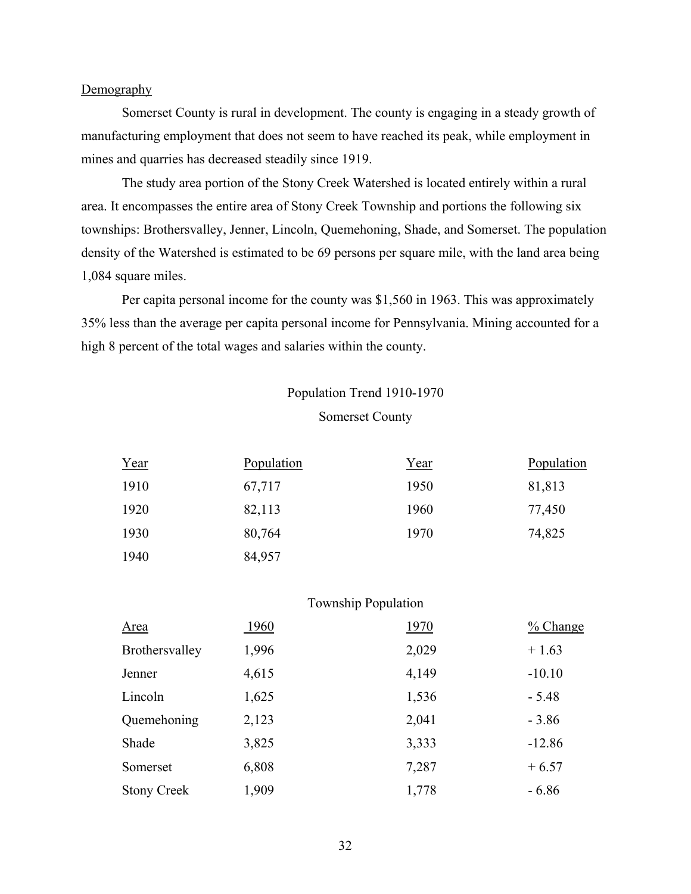## Demography

Somerset County is rural in development. The county is engaging in a steady growth of manufacturing employment that does not seem to have reached its peak, while employment in mines and quarries has decreased steadily since 1919.

The study area portion of the Stony Creek Watershed is located entirely within a rural area. It encompasses the entire area of Stony Creek Township and portions the following six townships: Brothersvalley, Jenner, Lincoln, Quemehoning, Shade, and Somerset. The population density of the Watershed is estimated to be 69 persons per square mile, with the land area being 1,084 square miles.

Per capita personal income for the county was $1,560 in 1963. This was approximately 35% less than the average per capita personal income for Pennsylvania. Mining accounted for a high 8 percent of the total wages and salaries within the county.

Population Trend 1910-1970

Somerset County

| Year | Population | Year | Population |
|---|---|---|---|
| 1910 | 67,717 | 1950 | 81,813 |
| 1920 | 82,113 | 1960 | 77,450 |
| 1930 | 80,764 | 1970 | 74,825 |
| 1940 | 84,957 | | |

Township Population

| Area | 1960 | 1970 | % Change |
|---|---|---|---|
| Brothersvalley | 1,996 | 2,029 | + 1.63 |
| Jenner | 4,615 | 4,149 | -10.10 |
| Lincoln | 1,625 | 1,536 | - 5.48 |
| Quemehoning | 2,123 | 2,041 | - 3.86 |
| Shade | 3,825 | 3,333 | -12.86 |
| Somerset | 6,808 | 7,287 | + 6.57 |
| Stony Creek | 1,909 | 1,778 | - 6.86 |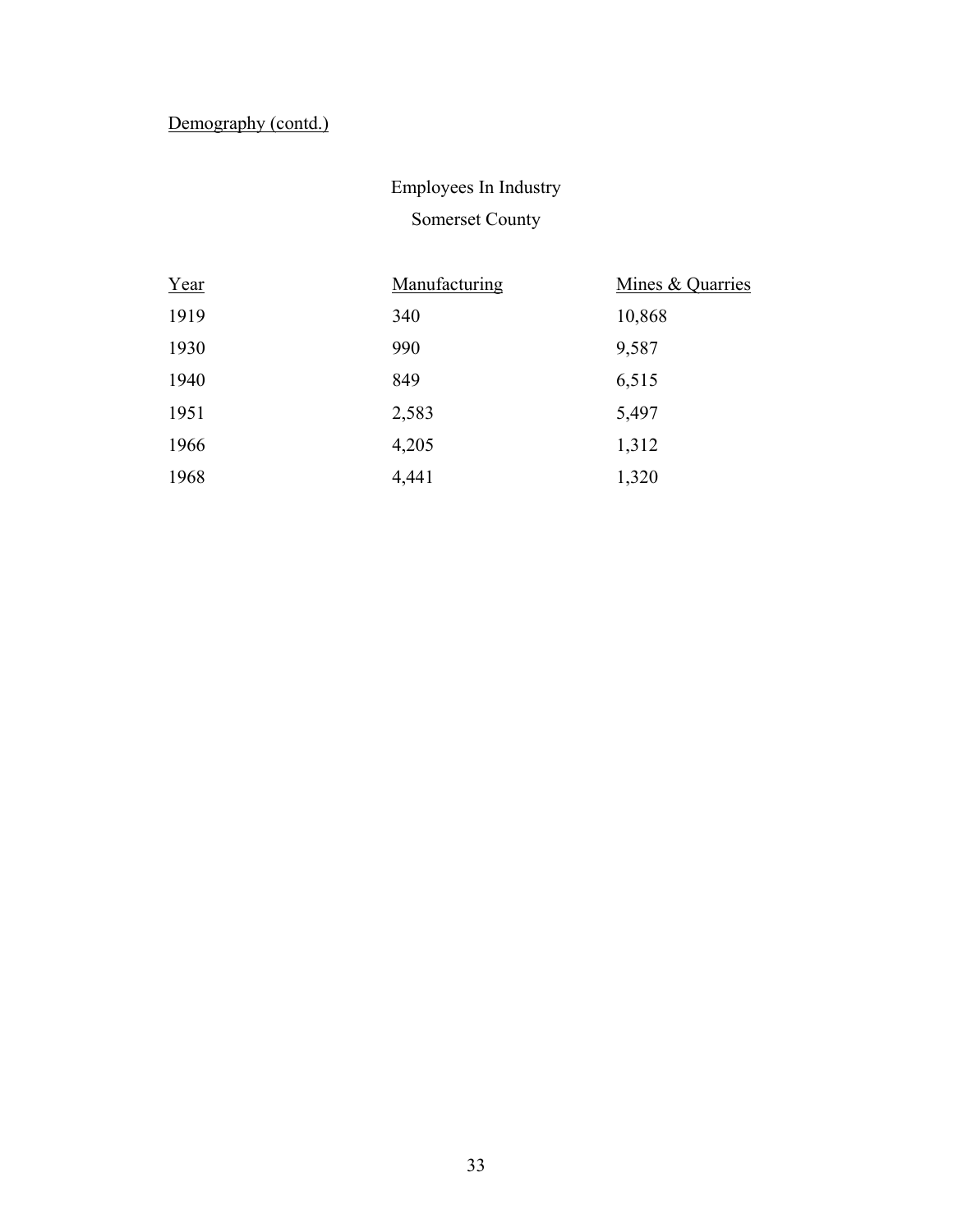Demography (contd.)

Employees In Industry
Somerset County

| Year | Manufacturing | Mines & Quarries |
|---|---|---|
| 1919 | 340 | 10,868 |
| 1930 | 990 | 9,587 |
| 1940 | 849 | 6,515 |
| 1951 | 2,583 | 5,497 |
| 1966 | 4,205 | 1,312 |
| 1968 | 4,441 | 1,320 |